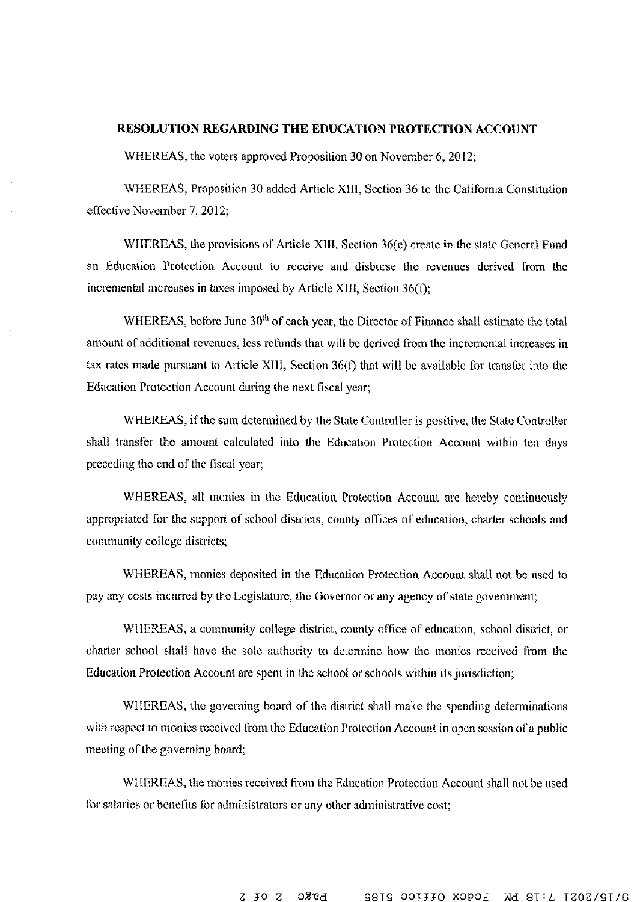**RESOLUTION REGARDING THE EDUCATION PROTECTION ACCOUNT**

WHEREAS, the voters approved Proposition 30 on November 6, 2012;

WHEREAS, Proposition 30 added Article XIII, Section 36 to the California Constitution effective November 7, 2012;

WHEREAS, the provisions of Article XIII, Section 36(e) create in the state General Fund an Education Protection Account to receive and disburse the revenues derived from the incremental increases in taxes imposed by Article XIII, Section 36(f);

WHEREAS, before June 30th of each year, the Director of Finance shall estimate the total amount of additional revenues, less refunds that will be derived from the incremental increases in tax rates made pursuant to Article XIII, Section 36(f) that will be available for transfer into the Education Protection Account during the next fiscal year;

WHEREAS, if the sum determined by the State Controller is positive, the State Controller shall transfer the amount calculated into the Education Protection Account within ten days preceding the end of the fiscal year;

WHEREAS, all monies in the Education Protection Account are hereby continuously appropriated for the support of school districts, county offices of education, charter schools and community college districts;

WHEREAS, monies deposited in the Education Protection Account shall not be used to pay any costs incurred by the Legislature, the Governor or any agency of state government;

WHEREAS, a community college district, county office of education, school district, or charter school shall have the sole authority to determine how the monies received from the Education Protection Account are spent in the school or schools within its jurisdiction;

WHEREAS, the governing board of the district shall make the spending determinations with respect to monies received from the Education Protection Account in open session of a public meeting of the governing board;

WHEREAS, the monies received from the Education Protection Account shall not be used for salaries or benefits for administrators or any other administrative cost;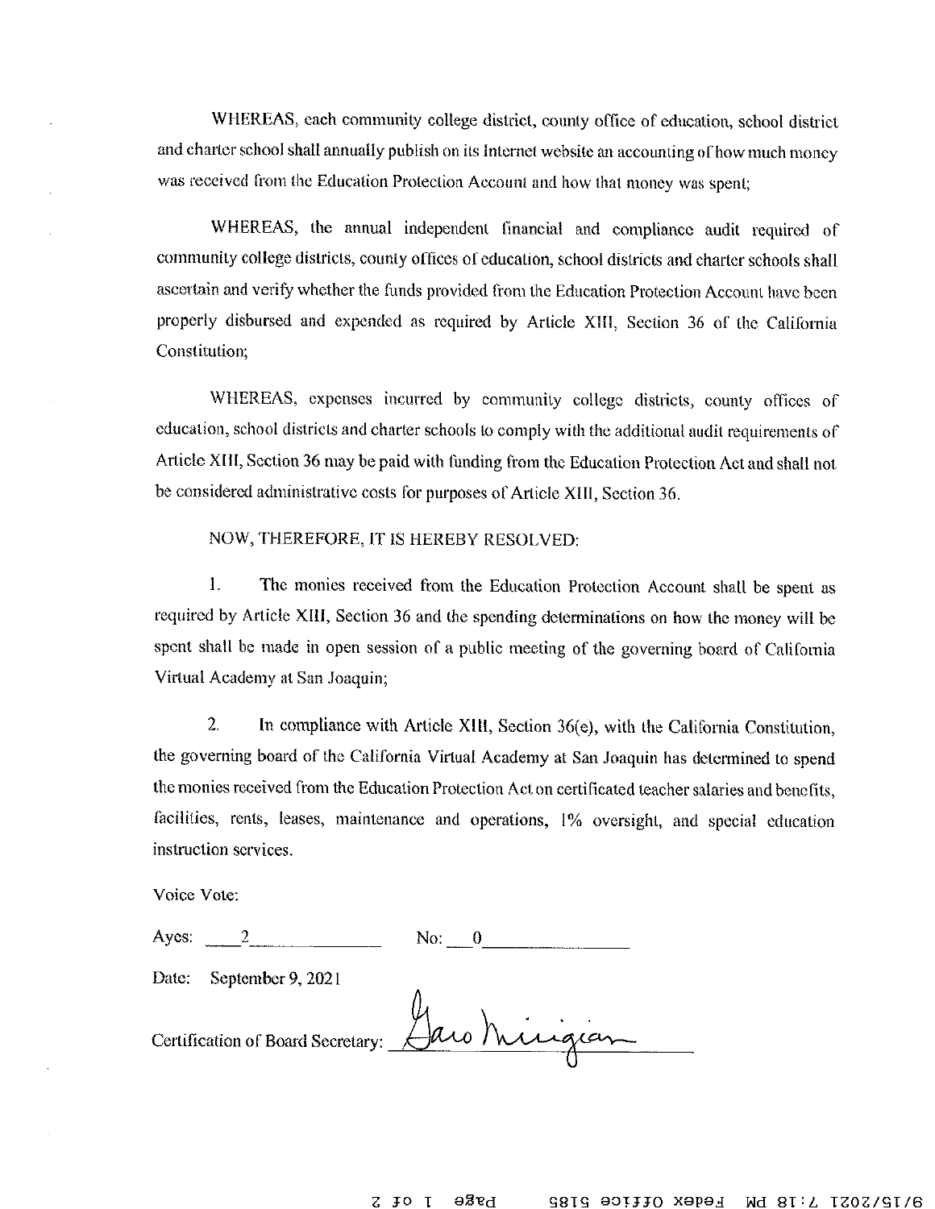WHEREAS, each community college district, county office of education, school district and charter school shall annually publish on its Internet website an accounting of how much money was received from the Education Protection Account and how that money was spent;

WHEREAS, the annual independent financial and compliance audit required of community college districts, county offices of education, school districts and charter schools shall ascertain and verify whether the funds provided from the Education Protection Account have been properly disbursed and expended as required by Article XIII, Section 36 of the California Constitution;

WHEREAS, expenses incurred by community college districts, county offices of education, school districts and charter schools to comply with the additional audit requirements of Article XIII, Section 36 may be paid with funding from the Education Protection Act and shall not be considered administrative costs for purposes of Article XIII, Section 36.

NOW, THEREFORE, IT IS HEREBY RESOLVED:

1. The monies received from the Education Protection Account shall be spent as required by Article XIII, Section 36 and the spending determinations on how the money will be spent shall be made in open session of a public meeting of the governing board of California Virtual Academy at San Joaquin;

2. In compliance with Article XIII, Section 36(e), with the California Constitution, the governing board of the California Virtual Academy at San Joaquin has determined to spend the monies received from the Education Protection Act on certificated teacher salaries and benefits, facilities, rents, leases, maintenance and operations, 1% oversight, and special education instruction services.

Voice Vote:

Ayes: 2 No: 0

Date: September 9, 2021

Certification of Board Secretary: Garo Minigian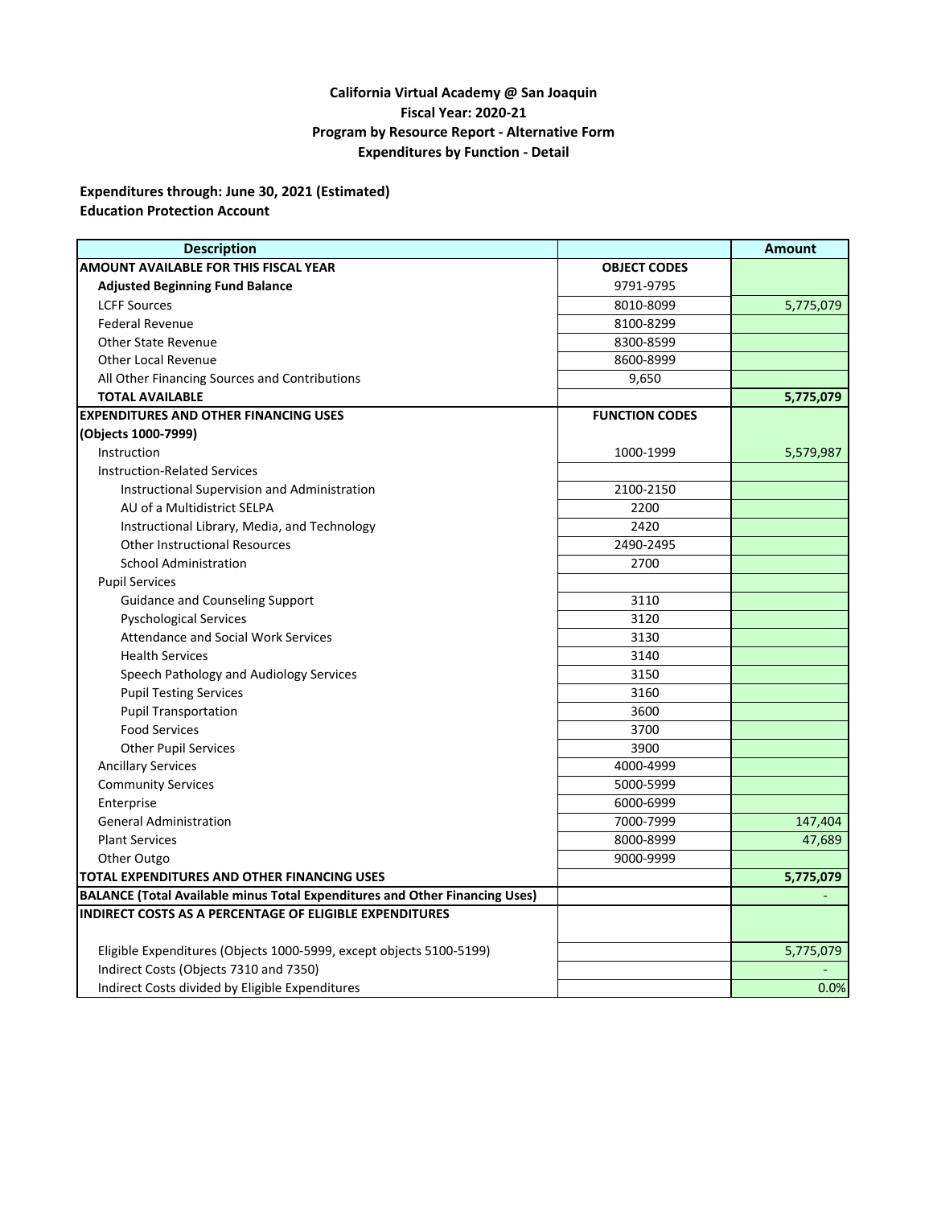**California Virtual Academy @ San Joaquin**
**Fiscal Year: 2020-21**
**Program by Resource Report - Alternative Form**
**Expenditures by Function - Detail**

**Expenditures through: June 30, 2021 (Estimated)**
**Education Protection Account**

| Description | | Amount |
|---|---|---|
| **AMOUNT AVAILABLE FOR THIS FISCAL YEAR** | **OBJECT CODES** | |
| **Adjusted Beginning Fund Balance** | 9791-9795 | |
| LCFF Sources | 8010-8099 | 5,775,079 |
| Federal Revenue | 8100-8299 | |
| Other State Revenue | 8300-8599 | |
| Other Local Revenue | 8600-8999 | |
| All Other Financing Sources and Contributions | 9,650 | |
| **TOTAL AVAILABLE** | | **5,775,079** |
| **EXPENDITURES AND OTHER FINANCING USES** | **FUNCTION CODES** | |
| **(Objects 1000-7999)** | | |
| Instruction | 1000-1999 | 5,579,987 |
| Instruction-Related Services | | |
| Instructional Supervision and Administration | 2100-2150 | |
| AU of a Multidistrict SELPA | 2200 | |
| Instructional Library, Media, and Technology | 2420 | |
| Other Instructional Resources | 2490-2495 | |
| School Administration | 2700 | |
| Pupil Services | | |
| Guidance and Counseling Support | 3110 | |
| Pyschological Services | 3120 | |
| Attendance and Social Work Services | 3130 | |
| Health Services | 3140 | |
| Speech Pathology and Audiology Services | 3150 | |
| Pupil Testing Services | 3160 | |
| Pupil Transportation | 3600 | |
| Food Services | 3700 | |
| Other Pupil Services | 3900 | |
| Ancillary Services | 4000-4999 | |
| Community Services | 5000-5999 | |
| Enterprise | 6000-6999 | |
| General Administration | 7000-7999 | 147,404 |
| Plant Services | 8000-8999 | 47,689 |
| Other Outgo | 9000-9999 | |
| **TOTAL EXPENDITURES AND OTHER FINANCING USES** | | **5,775,079** |
| **BALANCE (Total Available minus Total Expenditures and Other Financing Uses)** | | - |
| **INDIRECT COSTS AS A PERCENTAGE OF ELIGIBLE EXPENDITURES** | | |
| Eligible Expenditures (Objects 1000-5999, except objects 5100-5199) | | 5,775,079 |
| Indirect Costs (Objects 7310 and 7350) | | - |
| Indirect Costs divided by Eligible Expenditures | | 0.0% |